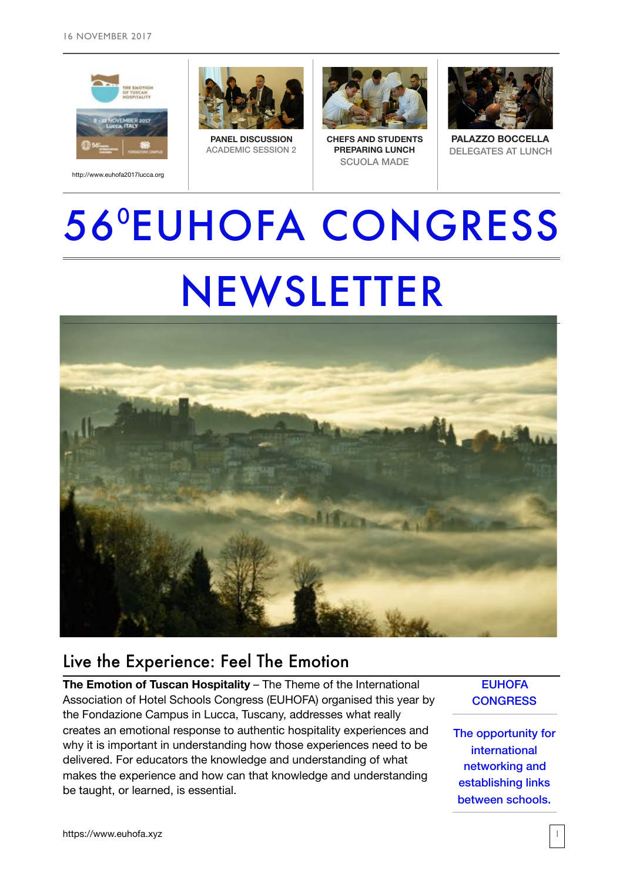16 NOVEMBER 2017

http://www.euhofa2017lucca.org

**PANEL DISCUSSION**
ACADEMIC SESSION 2

**CHEFS AND STUDENTS PREPARING LUNCH**
SCUOLA MADE

**PALAZZO BOCCELLA**
DELEGATES AT LUNCH

# 56$^0$EUHOFA CONGRESS

# NEWSLETTER

## Live the Experience: Feel The Emotion

**The Emotion of Tuscan Hospitality** – The Theme of the International Association of Hotel Schools Congress (EUHOFA) organised this year by the Fondazione Campus in Lucca, Tuscany, addresses what really creates an emotional response to authentic hospitality experiences and why it is important in understanding how those experiences need to be delivered. For educators the knowledge and understanding of what makes the experience and how can that knowledge and understanding be taught, or learned, is essential.

**EUHOFA CONGRESS**

**The opportunity for international networking and establishing links between schools.**

https://www.euhofa.xyz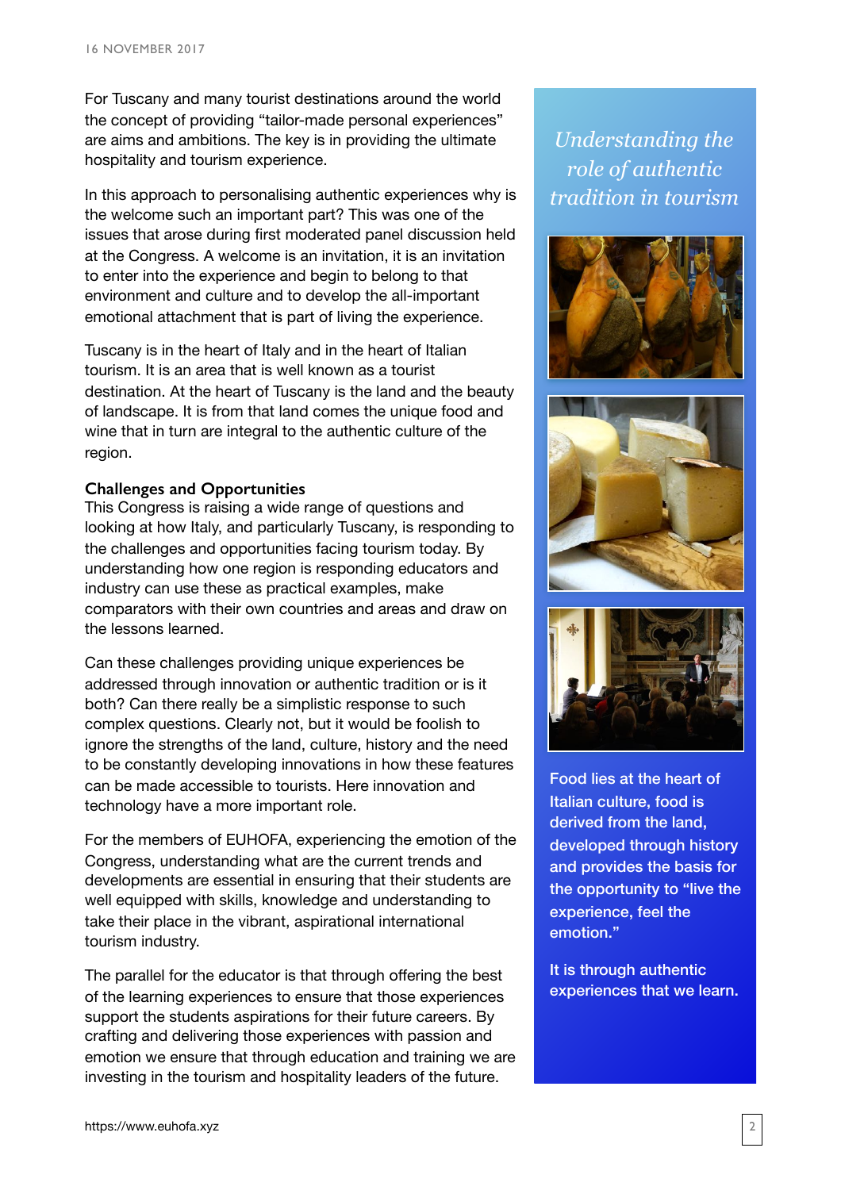For Tuscany and many tourist destinations around the world the concept of providing "tailor-made personal experiences" are aims and ambitions. The key is in providing the ultimate hospitality and tourism experience.

In this approach to personalising authentic experiences why is the welcome such an important part? This was one of the issues that arose during first moderated panel discussion held at the Congress. A welcome is an invitation, it is an invitation to enter into the experience and begin to belong to that environment and culture and to develop the all-important emotional attachment that is part of living the experience.

Tuscany is in the heart of Italy and in the heart of Italian tourism. It is an area that is well known as a tourist destination. At the heart of Tuscany is the land and the beauty of landscape. It is from that land comes the unique food and wine that in turn are integral to the authentic culture of the region.

**Challenges and Opportunities**

This Congress is raising a wide range of questions and looking at how Italy, and particularly Tuscany, is responding to the challenges and opportunities facing tourism today. By understanding how one region is responding educators and industry can use these as practical examples, make comparators with their own countries and areas and draw on the lessons learned.

Can these challenges providing unique experiences be addressed through innovation or authentic tradition or is it both? Can there really be a simplistic response to such complex questions. Clearly not, but it would be foolish to ignore the strengths of the land, culture, history and the need to be constantly developing innovations in how these features can be made accessible to tourists. Here innovation and technology have a more important role.

For the members of EUHOFA, experiencing the emotion of the Congress, understanding what are the current trends and developments are essential in ensuring that their students are well equipped with skills, knowledge and understanding to take their place in the vibrant, aspirational international tourism industry.

The parallel for the educator is that through offering the best of the learning experiences to ensure that those experiences support the students aspirations for their future careers. By crafting and delivering those experiences with passion and emotion we ensure that through education and training we are investing in the tourism and hospitality leaders of the future.

## *Understanding the role of authentic tradition in tourism*

Food lies at the heart of Italian culture, food is derived from the land, developed through history and provides the basis for the opportunity to "live the experience, feel the emotion."

It is through authentic experiences that we learn.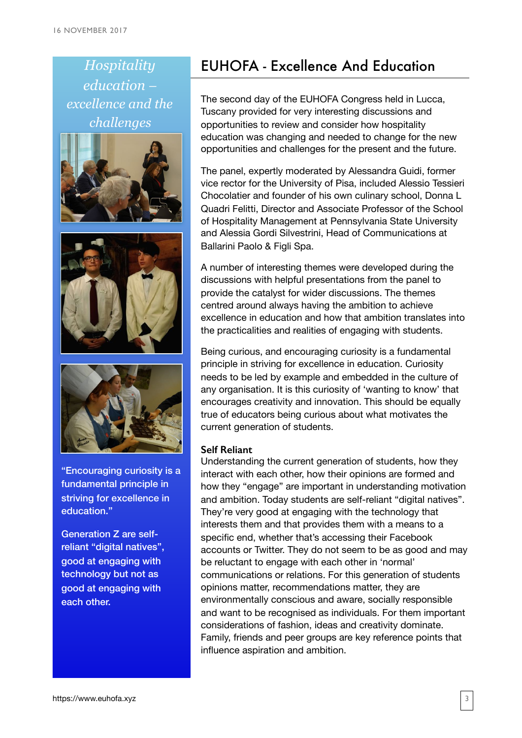# EUHOFA - Excellence And Education

*Hospitality education – excellence and the challenges*

The second day of the EUHOFA Congress held in Lucca, Tuscany provided for very interesting discussions and opportunities to review and consider how hospitality education was changing and needed to change for the new opportunities and challenges for the present and the future.

The panel, expertly moderated by Alessandra Guidi, former vice rector for the University of Pisa, included Alessio Tessieri Chocolatier and founder of his own culinary school, Donna L Quadri Felitti, Director and Associate Professor of the School of Hospitality Management at Pennsylvania State University and Alessia Gordi Silvestrini, Head of Communications at Ballarini Paolo & Figli Spa.

A number of interesting themes were developed during the discussions with helpful presentations from the panel to provide the catalyst for wider discussions. The themes centred around always having the ambition to achieve excellence in education and how that ambition translates into the practicalities and realities of engaging with students.

Being curious, and encouraging curiosity is a fundamental principle in striving for excellence in education. Curiosity needs to be led by example and embedded in the culture of any organisation. It is this curiosity of 'wanting to know' that encourages creativity and innovation. This should be equally true of educators being curious about what motivates the current generation of students.

"Encouraging curiosity is a fundamental principle in striving for excellence in education."

Generation Z are self-reliant "digital natives", good at engaging with technology but not as good at engaging with each other.

### Self Reliant

Understanding the current generation of students, how they interact with each other, how their opinions are formed and how they "engage" are important in understanding motivation and ambition. Today students are self-reliant "digital natives". They're very good at engaging with the technology that interests them and that provides them with a means to a specific end, whether that's accessing their Facebook accounts or Twitter. They do not seem to be as good and may be reluctant to engage with each other in 'normal' communications or relations. For this generation of students opinions matter, recommendations matter, they are environmentally conscious and aware, socially responsible and want to be recognised as individuals. For them important considerations of fashion, ideas and creativity dominate. Family, friends and peer groups are key reference points that influence aspiration and ambition.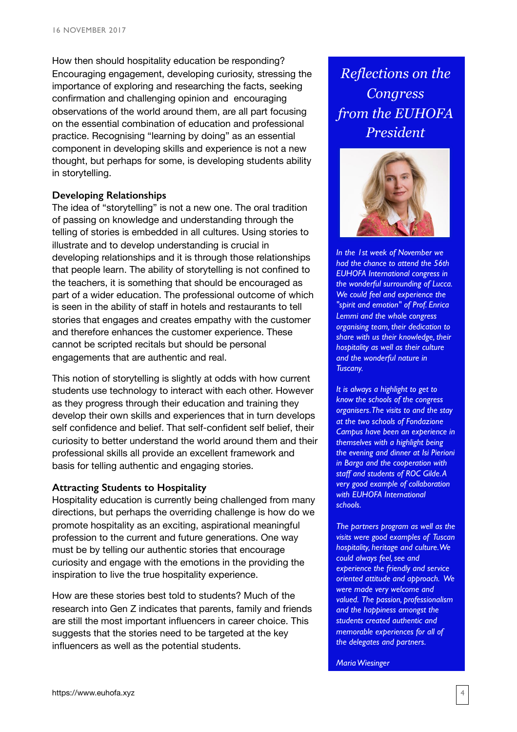How then should hospitality education be responding? Encouraging engagement, developing curiosity, stressing the importance of exploring and researching the facts, seeking confirmation and challenging opinion and  encouraging observations of the world around them, are all part focusing on the essential combination of education and professional practice. Recognising "learning by doing" as an essential component in developing skills and experience is not a new thought, but perhaps for some, is developing students ability in storytelling.

### Developing Relationships

The idea of "storytelling" is not a new one. The oral tradition of passing on knowledge and understanding through the telling of stories is embedded in all cultures. Using stories to illustrate and to develop understanding is crucial in developing relationships and it is through those relationships that people learn. The ability of storytelling is not confined to the teachers, it is something that should be encouraged as part of a wider education. The professional outcome of which is seen in the ability of staff in hotels and restaurants to tell stories that engages and creates empathy with the customer and therefore enhances the customer experience. These cannot be scripted recitals but should be personal engagements that are authentic and real.

This notion of storytelling is slightly at odds with how current students use technology to interact with each other. However as they progress through their education and training they develop their own skills and experiences that in turn develops self confidence and belief. That self-confident self belief, their curiosity to better understand the world around them and their professional skills all provide an excellent framework and basis for telling authentic and engaging stories.

### Attracting Students to Hospitality

Hospitality education is currently being challenged from many directions, but perhaps the overriding challenge is how do we promote hospitality as an exciting, aspirational meaningful profession to the current and future generations. One way must be by telling our authentic stories that encourage curiosity and engage with the emotions in the providing the inspiration to live the true hospitality experience.

How are these stories best told to students? Much of the research into Gen Z indicates that parents, family and friends are still the most important influencers in career choice. This suggests that the stories need to be targeted at the key influencers as well as the potential students.

## *Reflections on the Congress from the EUHOFA President*

*In the 1st week of November we had the chance to attend the 56th EUHOFA International congress in the wonderful surrounding of Lucca. We could feel and experience the "spirit and emotion" of Prof. Enrica Lemmi and the whole congress organising team, their dedication to share with us their knowledge, their hospitality as well as their culture and the wonderful nature in Tuscany.*

*It is always a highlight to get to know the schools of the congress organisers. The visits to and the stay at the two schools of Fondazione Campus have been an experience in themselves with a highlight being the evening and dinner at Isi Pieroni in Barga and the cooperation with staff and students of ROC Gilde. A very good example of collaboration with EUHOFA International schools.*

*The partners program as well as the visits were good examples of Tuscan hospitality, heritage and culture. We could always feel, see and experience the friendly and service oriented attitude and approach.  We were made very welcome and valued.  The passion, professionalism and the happiness amongst the students created authentic and memorable experiences for all of the delegates and partners.*

*Maria Wiesinger*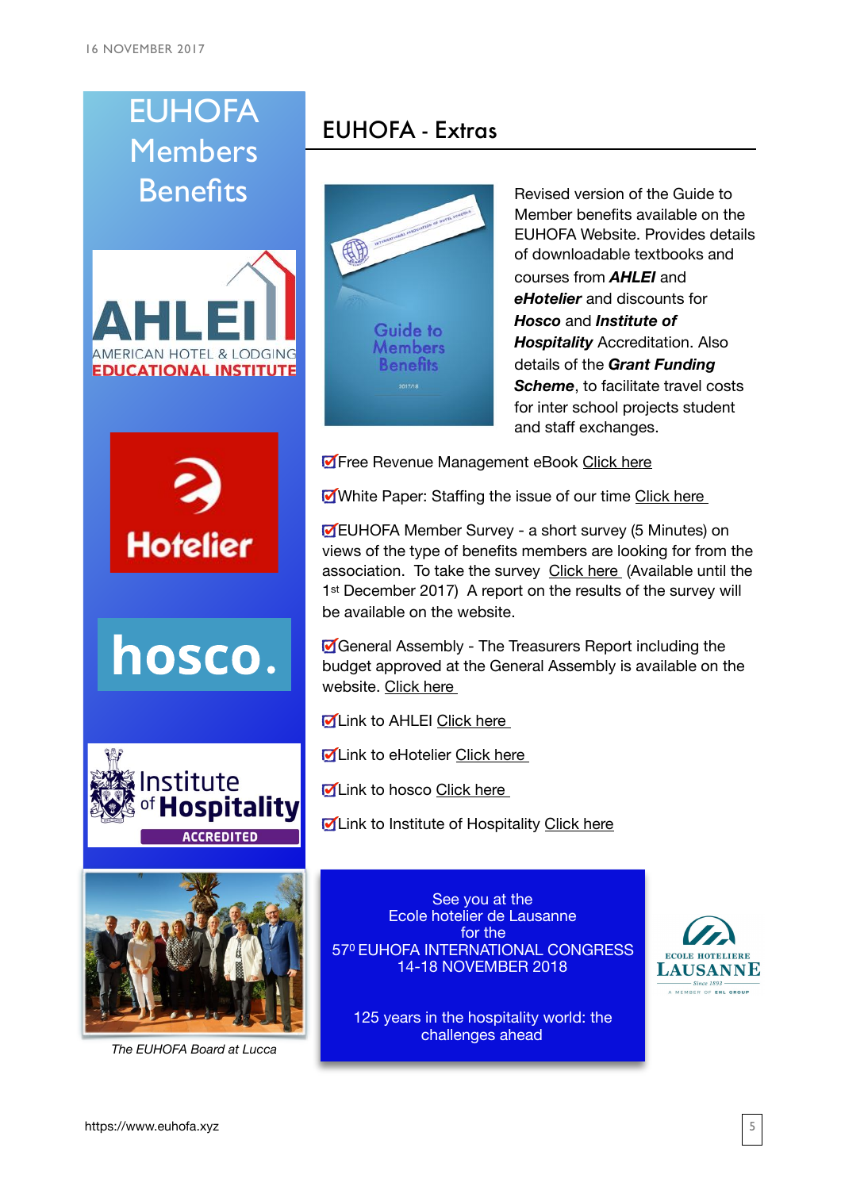# EUHOFA Members Benefits

## EUHOFA - Extras

Revised version of the Guide to Member benefits available on the EUHOFA Website. Provides details of downloadable textbooks and courses from ***AHLEI*** and ***eHotelier*** and discounts for ***Hosco*** and ***Institute of Hospitality*** Accreditation. Also details of the ***Grant Funding Scheme***, to facilitate travel costs for inter school projects student and staff exchanges.

☑Free Revenue Management eBook Click here

☑White Paper: Staffing the issue of our time Click here

☑EUHOFA Member Survey - a short survey (5 Minutes) on views of the type of benefits members are looking for from the association. To take the survey Click here (Available until the 1st December 2017) A report on the results of the survey will be available on the website.

☑General Assembly - The Treasurers Report including the budget approved at the General Assembly is available on the website. Click here

☑Link to AHLEI Click here

☑Link to eHotelier Click here

☑Link to hosco Click here

☑Link to Institute of Hospitality Click here

*The EUHOFA Board at Lucca*

See you at the
Ecole hotelier de Lausanne
for the
57th EUHOFA INTERNATIONAL CONGRESS
14-18 NOVEMBER 2018

125 years in the hospitality world: the challenges ahead

https://www.euhofa.xyz